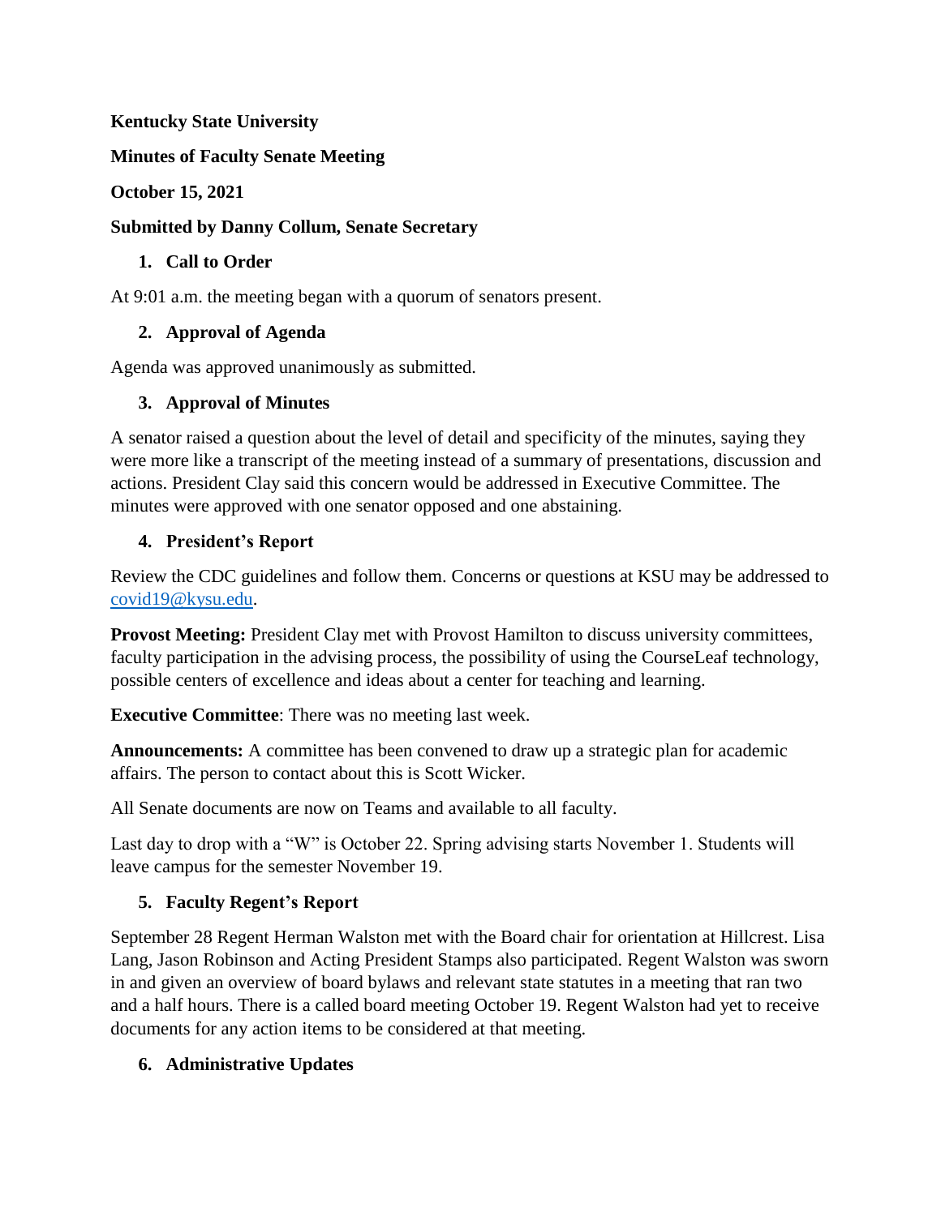**Kentucky State University**

**Minutes of Faculty Senate Meeting**

**October 15, 2021**

**Submitted by Danny Collum, Senate Secretary**

1. **Call to Order**

At 9:01 a.m. the meeting began with a quorum of senators present.

2. **Approval of Agenda**

Agenda was approved unanimously as submitted.

3. **Approval of Minutes**

A senator raised a question about the level of detail and specificity of the minutes, saying they were more like a transcript of the meeting instead of a summary of presentations, discussion and actions. President Clay said this concern would be addressed in Executive Committee. The minutes were approved with one senator opposed and one abstaining.

4. **President's Report**

Review the CDC guidelines and follow them. Concerns or questions at KSU may be addressed to covid19@kysu.edu.

**Provost Meeting:** President Clay met with Provost Hamilton to discuss university committees, faculty participation in the advising process, the possibility of using the CourseLeaf technology, possible centers of excellence and ideas about a center for teaching and learning.

**Executive Committee**: There was no meeting last week.

**Announcements:** A committee has been convened to draw up a strategic plan for academic affairs. The person to contact about this is Scott Wicker.

All Senate documents are now on Teams and available to all faculty.

Last day to drop with a "W" is October 22. Spring advising starts November 1. Students will leave campus for the semester November 19.

5. **Faculty Regent's Report**

September 28 Regent Herman Walston met with the Board chair for orientation at Hillcrest. Lisa Lang, Jason Robinson and Acting President Stamps also participated. Regent Walston was sworn in and given an overview of board bylaws and relevant state statutes in a meeting that ran two and a half hours. There is a called board meeting October 19. Regent Walston had yet to receive documents for any action items to be considered at that meeting.

6. **Administrative Updates**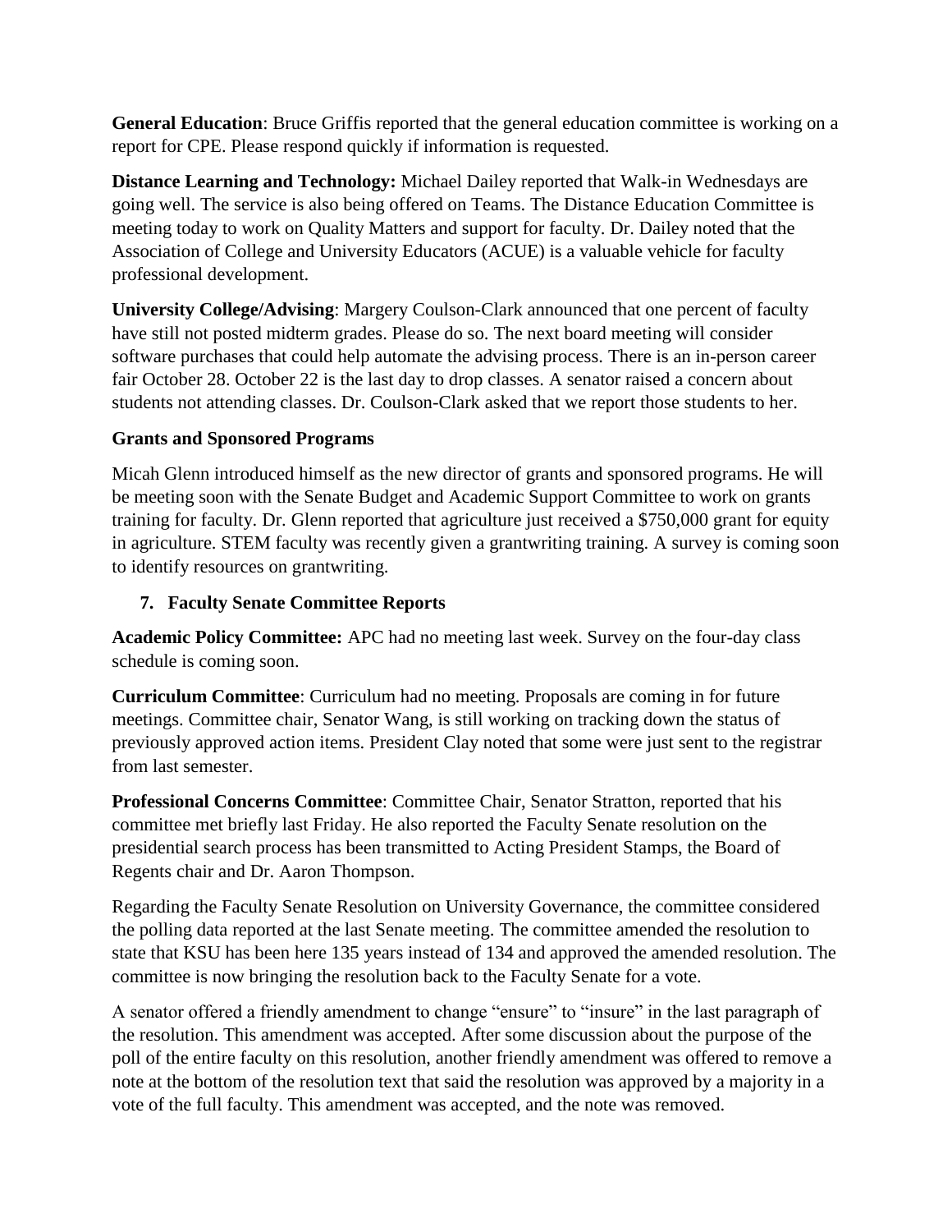**General Education**: Bruce Griffis reported that the general education committee is working on a report for CPE. Please respond quickly if information is requested.

**Distance Learning and Technology:** Michael Dailey reported that Walk-in Wednesdays are going well. The service is also being offered on Teams. The Distance Education Committee is meeting today to work on Quality Matters and support for faculty. Dr. Dailey noted that the Association of College and University Educators (ACUE) is a valuable vehicle for faculty professional development.

**University College/Advising**: Margery Coulson-Clark announced that one percent of faculty have still not posted midterm grades. Please do so. The next board meeting will consider software purchases that could help automate the advising process. There is an in-person career fair October 28. October 22 is the last day to drop classes. A senator raised a concern about students not attending classes. Dr. Coulson-Clark asked that we report those students to her.

**Grants and Sponsored Programs**

Micah Glenn introduced himself as the new director of grants and sponsored programs. He will be meeting soon with the Senate Budget and Academic Support Committee to work on grants training for faculty. Dr. Glenn reported that agriculture just received a $750,000 grant for equity in agriculture. STEM faculty was recently given a grantwriting training. A survey is coming soon to identify resources on grantwriting.

## 7. Faculty Senate Committee Reports

**Academic Policy Committee:** APC had no meeting last week. Survey on the four-day class schedule is coming soon.

**Curriculum Committee**: Curriculum had no meeting. Proposals are coming in for future meetings. Committee chair, Senator Wang, is still working on tracking down the status of previously approved action items. President Clay noted that some were just sent to the registrar from last semester.

**Professional Concerns Committee**: Committee Chair, Senator Stratton, reported that his committee met briefly last Friday. He also reported the Faculty Senate resolution on the presidential search process has been transmitted to Acting President Stamps, the Board of Regents chair and Dr. Aaron Thompson.

Regarding the Faculty Senate Resolution on University Governance, the committee considered the polling data reported at the last Senate meeting. The committee amended the resolution to state that KSU has been here 135 years instead of 134 and approved the amended resolution. The committee is now bringing the resolution back to the Faculty Senate for a vote.

A senator offered a friendly amendment to change "ensure" to "insure" in the last paragraph of the resolution. This amendment was accepted. After some discussion about the purpose of the poll of the entire faculty on this resolution, another friendly amendment was offered to remove a note at the bottom of the resolution text that said the resolution was approved by a majority in a vote of the full faculty. This amendment was accepted, and the note was removed.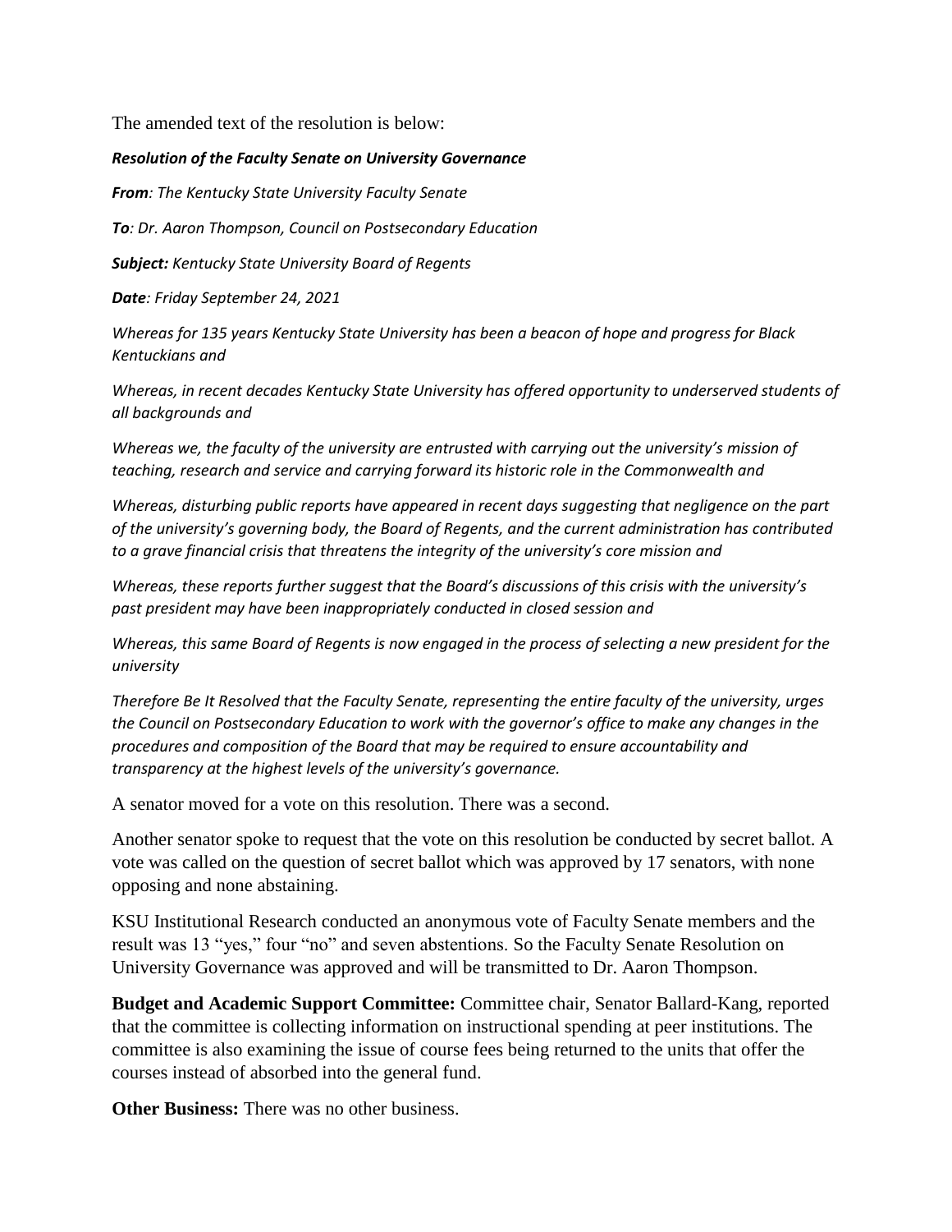The amended text of the resolution is below:

***Resolution of the Faculty Senate on University Governance***

***From****: The Kentucky State University Faculty Senate*

***To****: Dr. Aaron Thompson, Council on Postsecondary Education*

***Subject:*** *Kentucky State University Board of Regents*

***Date****: Friday September 24, 2021*

*Whereas for 135 years Kentucky State University has been a beacon of hope and progress for Black Kentuckians and*

*Whereas, in recent decades Kentucky State University has offered opportunity to underserved students of all backgrounds and*

*Whereas we, the faculty of the university are entrusted with carrying out the university's mission of teaching, research and service and carrying forward its historic role in the Commonwealth and*

*Whereas, disturbing public reports have appeared in recent days suggesting that negligence on the part of the university's governing body, the Board of Regents, and the current administration has contributed to a grave financial crisis that threatens the integrity of the university's core mission and*

*Whereas, these reports further suggest that the Board's discussions of this crisis with the university's past president may have been inappropriately conducted in closed session and*

*Whereas, this same Board of Regents is now engaged in the process of selecting a new president for the university*

*Therefore Be It Resolved that the Faculty Senate, representing the entire faculty of the university, urges the Council on Postsecondary Education to work with the governor's office to make any changes in the procedures and composition of the Board that may be required to ensure accountability and transparency at the highest levels of the university's governance.*

A senator moved for a vote on this resolution. There was a second.

Another senator spoke to request that the vote on this resolution be conducted by secret ballot. A vote was called on the question of secret ballot which was approved by 17 senators, with none opposing and none abstaining.

KSU Institutional Research conducted an anonymous vote of Faculty Senate members and the result was 13 "yes," four "no" and seven abstentions. So the Faculty Senate Resolution on University Governance was approved and will be transmitted to Dr. Aaron Thompson.

**Budget and Academic Support Committee:** Committee chair, Senator Ballard-Kang, reported that the committee is collecting information on instructional spending at peer institutions. The committee is also examining the issue of course fees being returned to the units that offer the courses instead of absorbed into the general fund.

**Other Business:** There was no other business.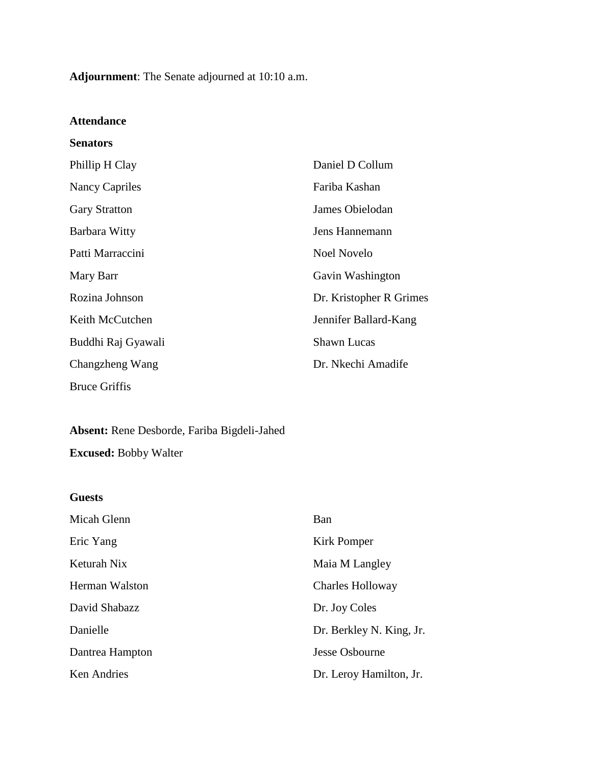**Adjournment**: The Senate adjourned at 10:10 a.m.

**Attendance**

**Senators**

Phillip H Clay

Nancy Capriles

Gary Stratton

Barbara Witty

Patti Marraccini

Mary Barr

Rozina Johnson

Keith McCutchen

Buddhi Raj Gyawali

Changzheng Wang

Bruce Griffis

Daniel D Collum

Fariba Kashan

James Obielodan

Jens Hannemann

Noel Novelo

Gavin Washington

Dr. Kristopher R Grimes

Jennifer Ballard-Kang

Shawn Lucas

Dr. Nkechi Amadife

**Absent:** Rene Desborde, Fariba Bigdeli-Jahed

**Excused:** Bobby Walter

**Guests**

Micah Glenn

Eric Yang

Keturah Nix

Herman Walston

David Shabazz

Danielle

Dantrea Hampton

Ken Andries

Ban

Kirk Pomper

Maia M Langley

Charles Holloway

Dr. Joy Coles

Dr. Berkley N. King, Jr.

Jesse Osbourne

Dr. Leroy Hamilton, Jr.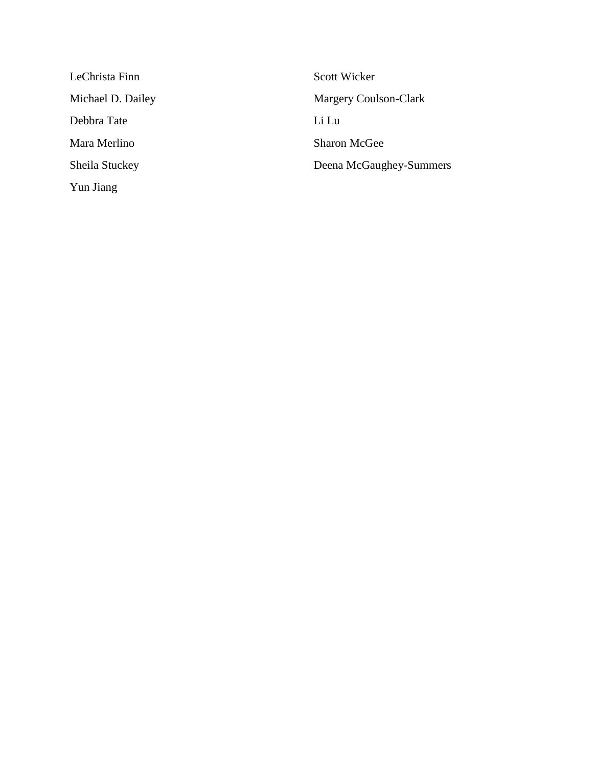LeChrista Finn

Michael D. Dailey

Debbra Tate

Mara Merlino

Sheila Stuckey

Yun Jiang

Scott Wicker

Margery Coulson-Clark

Li Lu

Sharon McGee

Deena McGaughey-Summers